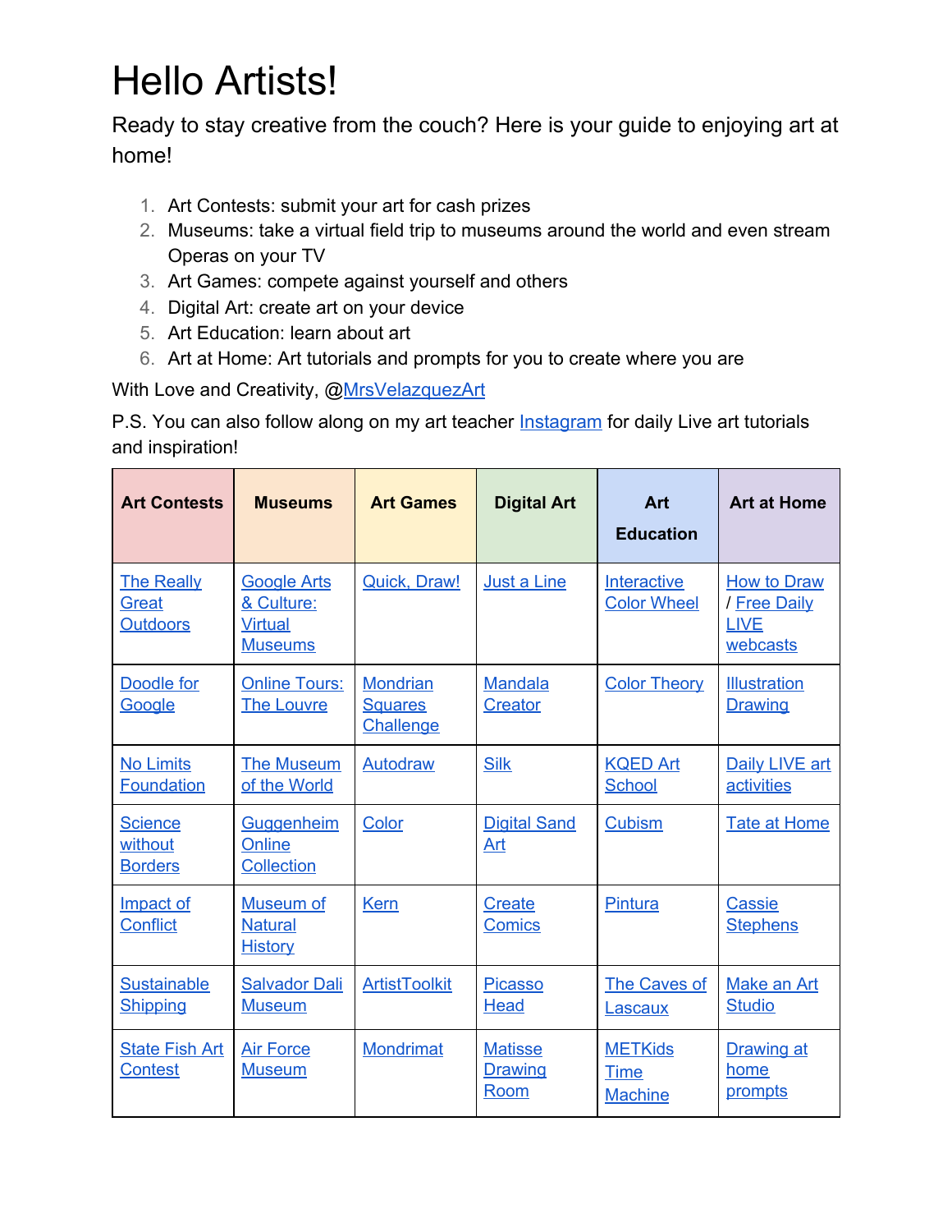# Hello Artists!

Ready to stay creative from the couch? Here is your guide to enjoying art at home!

1. Art Contests: submit your art for cash prizes
2. Museums: take a virtual field trip to museums around the world and even stream Operas on your TV
3. Art Games: compete against yourself and others
4. Digital Art: create art on your device
5. Art Education: learn about art
6. Art at Home: Art tutorials and prompts for you to create where you are

With Love and Creativity, @MrsVelazquezArt

P.S. You can also follow along on my art teacher Instagram for daily Live art tutorials and inspiration!

| Art Contests | Museums | Art Games | Digital Art | Art Education | Art at Home |
|---|---|---|---|---|---|
| The Really Great Outdoors | Google Arts & Culture: Virtual Museums | Quick, Draw! | Just a Line | Interactive Color Wheel | How to Draw / Free Daily LIVE webcasts |
| Doodle for Google | Online Tours: The Louvre | Mondrian Squares Challenge | Mandala Creator | Color Theory | Illustration Drawing |
| No Limits Foundation | The Museum of the World | Autodraw | Silk | KQED Art School | Daily LIVE art activities |
| Science without Borders | Guggenheim Online Collection | Color | Digital Sand Art | Cubism | Tate at Home |
| Impact of Conflict | Museum of Natural History | Kern | Create Comics | Pintura | Cassie Stephens |
| Sustainable Shipping | Salvador Dali Museum | ArtistToolkit | Picasso Head | The Caves of Lascaux | Make an Art Studio |
| State Fish Art Contest | Air Force Museum | Mondrimat | Matisse Drawing Room | METKids Time Machine | Drawing at home prompts |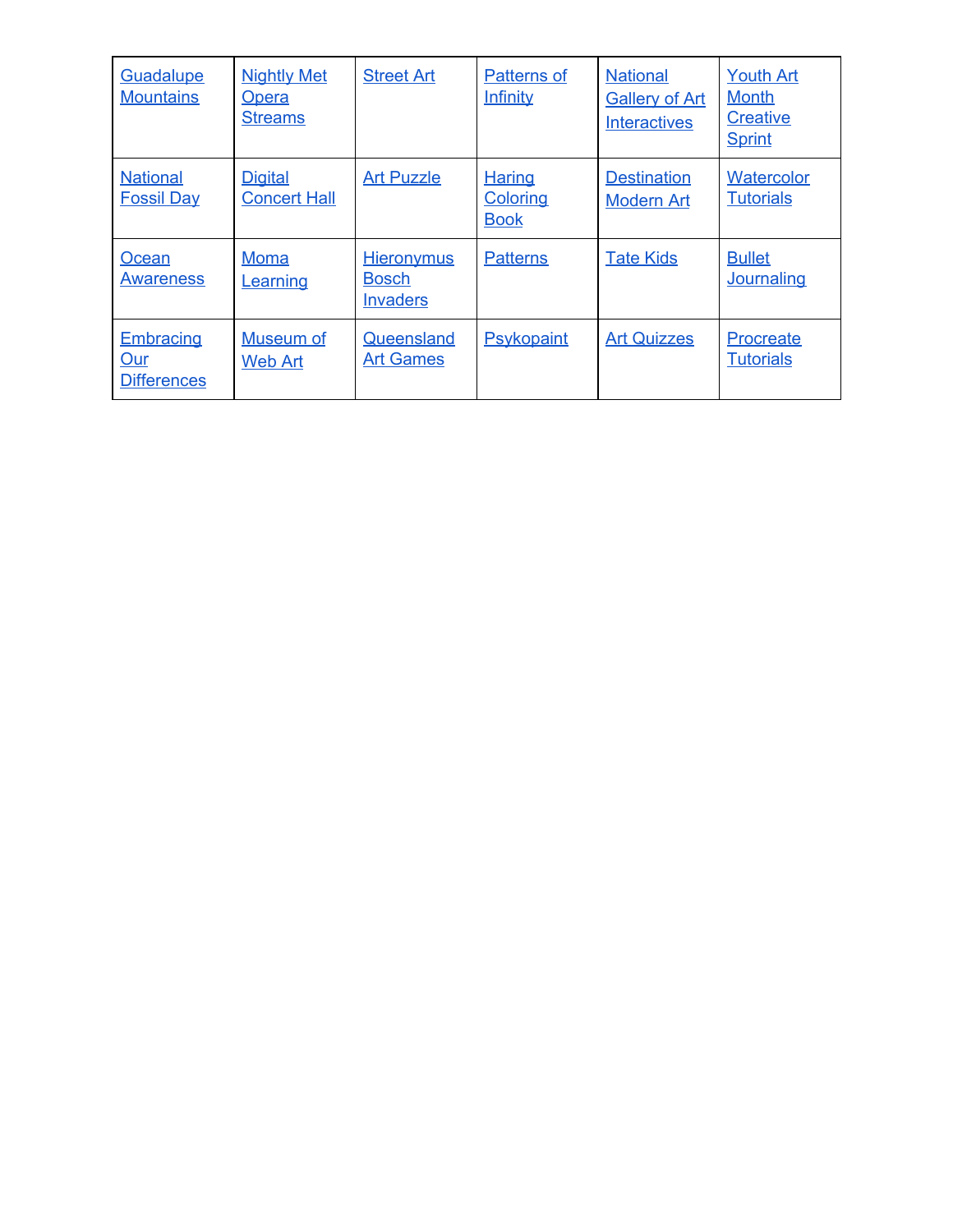| | | | | | |
|---|---|---|---|---|---|
| Guadalupe Mountains | Nightly Met Opera Streams | Street Art | Patterns of Infinity | National Gallery of Art Interactives | Youth Art Month Creative Sprint |
| National Fossil Day | Digital Concert Hall | Art Puzzle | Haring Coloring Book | Destination Modern Art | Watercolor Tutorials |
| Ocean Awareness | Moma Learning | Hieronymus Bosch Invaders | Patterns | Tate Kids | Bullet Journaling |
| Embracing Our Differences | Museum of Web Art | Queensland Art Games | Psykopaint | Art Quizzes | Procreate Tutorials |